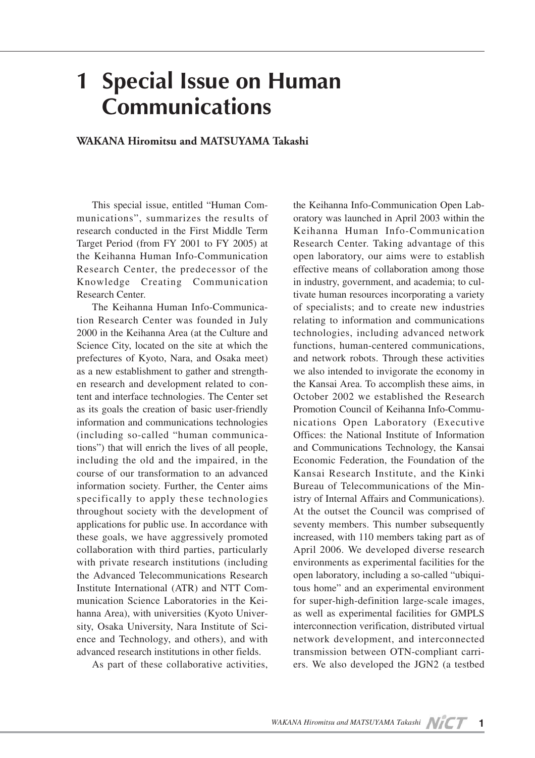# 1 Special Issue on Human Communications

**WAKANA Hiromitsu and MATSUYAMA Takashi**

This special issue, entitled "Human Communications", summarizes the results of research conducted in the First Middle Term Target Period (from FY 2001 to FY 2005) at the Keihanna Human Info-Communication Research Center, the predecessor of the Knowledge Creating Communication Research Center.

The Keihanna Human Info-Communication Research Center was founded in July 2000 in the Keihanna Area (at the Culture and Science City, located on the site at which the prefectures of Kyoto, Nara, and Osaka meet) as a new establishment to gather and strengthen research and development related to content and interface technologies. The Center set as its goals the creation of basic user-friendly information and communications technologies (including so-called "human communications") that will enrich the lives of all people, including the old and the impaired, in the course of our transformation to an advanced information society. Further, the Center aims specifically to apply these technologies throughout society with the development of applications for public use. In accordance with these goals, we have aggressively promoted collaboration with third parties, particularly with private research institutions (including the Advanced Telecommunications Research Institute International (ATR) and NTT Communication Science Laboratories in the Keihanna Area), with universities (Kyoto University, Osaka University, Nara Institute of Science and Technology, and others), and with advanced research institutions in other fields.

As part of these collaborative activities, the Keihanna Info-Communication Open Laboratory was launched in April 2003 within the Keihanna Human Info-Communication Research Center. Taking advantage of this open laboratory, our aims were to establish effective means of collaboration among those in industry, government, and academia; to cultivate human resources incorporating a variety of specialists; and to create new industries relating to information and communications technologies, including advanced network functions, human-centered communications, and network robots. Through these activities we also intended to invigorate the economy in the Kansai Area. To accomplish these aims, in October 2002 we established the Research Promotion Council of Keihanna Info-Communications Open Laboratory (Executive Offices: the National Institute of Information and Communications Technology, the Kansai Economic Federation, the Foundation of the Kansai Research Institute, and the Kinki Bureau of Telecommunications of the Ministry of Internal Affairs and Communications). At the outset the Council was comprised of seventy members. This number subsequently increased, with 110 members taking part as of April 2006. We developed diverse research environments as experimental facilities for the open laboratory, including a so-called "ubiquitous home" and an experimental environment for super-high-definition large-scale images, as well as experimental facilities for GMPLS interconnection verification, distributed virtual network development, and interconnected transmission between OTN-compliant carriers. We also developed the JGN2 (a testbed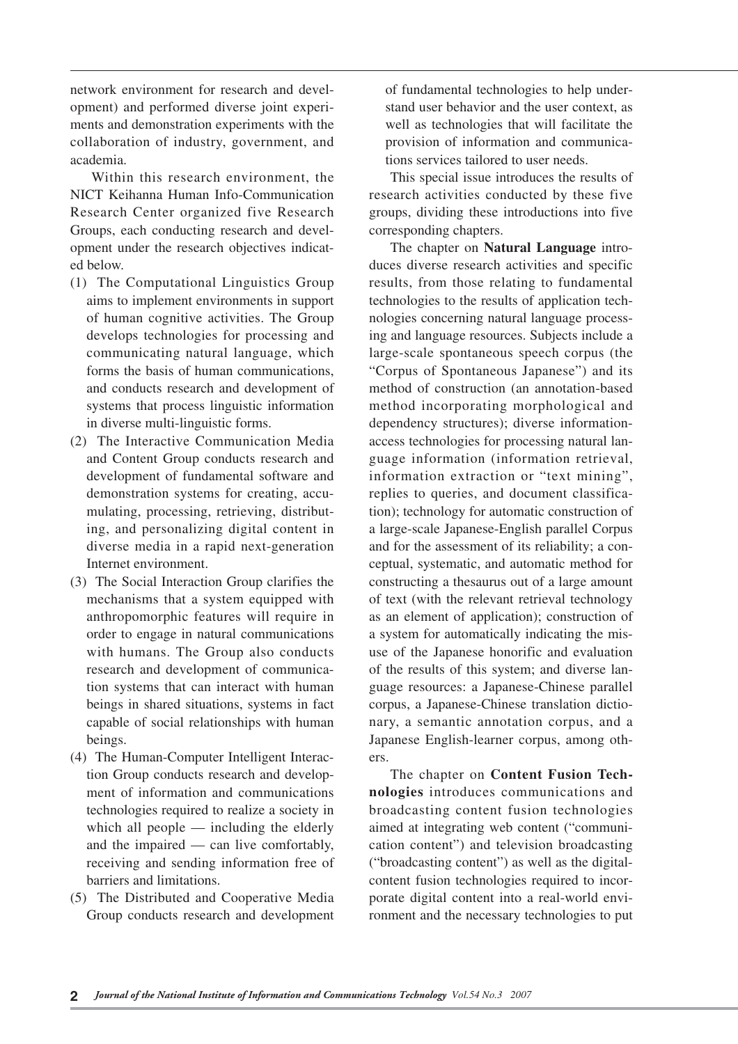network environment for research and development) and performed diverse joint experiments and demonstration experiments with the collaboration of industry, government, and academia.

Within this research environment, the NICT Keihanna Human Info-Communication Research Center organized five Research Groups, each conducting research and development under the research objectives indicated below.

(1) The Computational Linguistics Group aims to implement environments in support of human cognitive activities. The Group develops technologies for processing and communicating natural language, which forms the basis of human communications, and conducts research and development of systems that process linguistic information in diverse multi-linguistic forms.
(2) The Interactive Communication Media and Content Group conducts research and development of fundamental software and demonstration systems for creating, accumulating, processing, retrieving, distributing, and personalizing digital content in diverse media in a rapid next-generation Internet environment.
(3) The Social Interaction Group clarifies the mechanisms that a system equipped with anthropomorphic features will require in order to engage in natural communications with humans. The Group also conducts research and development of communication systems that can interact with human beings in shared situations, systems in fact capable of social relationships with human beings.
(4) The Human-Computer Intelligent Interaction Group conducts research and development of information and communications technologies required to realize a society in which all people — including the elderly and the impaired — can live comfortably, receiving and sending information free of barriers and limitations.
(5) The Distributed and Cooperative Media Group conducts research and development of fundamental technologies to help understand user behavior and the user context, as well as technologies that will facilitate the provision of information and communications services tailored to user needs.

This special issue introduces the results of research activities conducted by these five groups, dividing these introductions into five corresponding chapters.

The chapter on **Natural Language** introduces diverse research activities and specific results, from those relating to fundamental technologies to the results of application technologies concerning natural language processing and language resources. Subjects include a large-scale spontaneous speech corpus (the "Corpus of Spontaneous Japanese") and its method of construction (an annotation-based method incorporating morphological and dependency structures); diverse information-access technologies for processing natural language information (information retrieval, information extraction or "text mining", replies to queries, and document classification); technology for automatic construction of a large-scale Japanese-English parallel Corpus and for the assessment of its reliability; a conceptual, systematic, and automatic method for constructing a thesaurus out of a large amount of text (with the relevant retrieval technology as an element of application); construction of a system for automatically indicating the misuse of the Japanese honorific and evaluation of the results of this system; and diverse language resources: a Japanese-Chinese parallel corpus, a Japanese-Chinese translation dictionary, a semantic annotation corpus, and a Japanese English-learner corpus, among others.

The chapter on **Content Fusion Technologies** introduces communications and broadcasting content fusion technologies aimed at integrating web content ("communication content") and television broadcasting ("broadcasting content") as well as the digital-content fusion technologies required to incorporate digital content into a real-world environment and the necessary technologies to put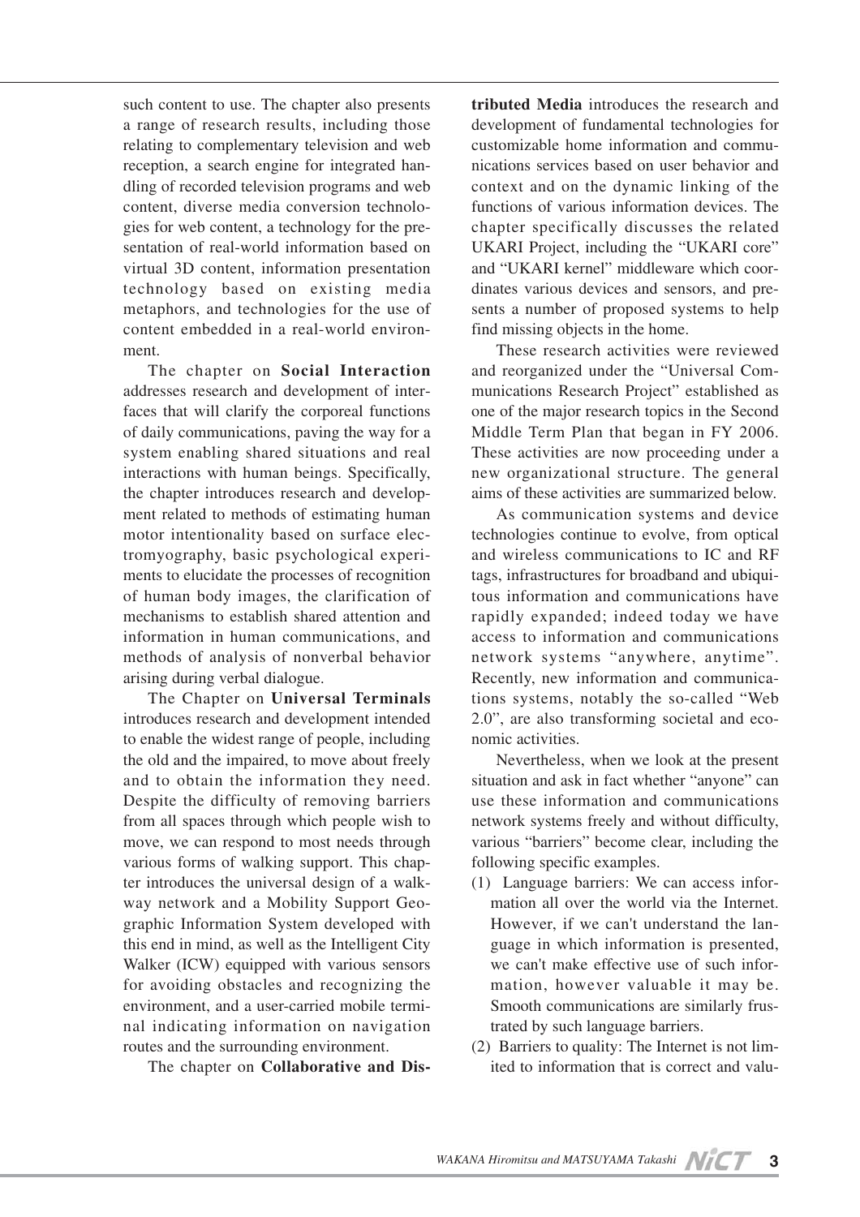such content to use. The chapter also presents a range of research results, including those relating to complementary television and web reception, a search engine for integrated handling of recorded television programs and web content, diverse media conversion technologies for web content, a technology for the presentation of real-world information based on virtual 3D content, information presentation technology based on existing media metaphors, and technologies for the use of content embedded in a real-world environment.

The chapter on **Social Interaction** addresses research and development of interfaces that will clarify the corporeal functions of daily communications, paving the way for a system enabling shared situations and real interactions with human beings. Specifically, the chapter introduces research and development related to methods of estimating human motor intentionality based on surface electromyography, basic psychological experiments to elucidate the processes of recognition of human body images, the clarification of mechanisms to establish shared attention and information in human communications, and methods of analysis of nonverbal behavior arising during verbal dialogue.

The Chapter on **Universal Terminals** introduces research and development intended to enable the widest range of people, including the old and the impaired, to move about freely and to obtain the information they need. Despite the difficulty of removing barriers from all spaces through which people wish to move, we can respond to most needs through various forms of walking support. This chapter introduces the universal design of a walkway network and a Mobility Support Geographic Information System developed with this end in mind, as well as the Intelligent City Walker (ICW) equipped with various sensors for avoiding obstacles and recognizing the environment, and a user-carried mobile terminal indicating information on navigation routes and the surrounding environment.

The chapter on **Collaborative and Distributed Media** introduces the research and development of fundamental technologies for customizable home information and communications services based on user behavior and context and on the dynamic linking of the functions of various information devices. The chapter specifically discusses the related UKARI Project, including the "UKARI core" and "UKARI kernel" middleware which coordinates various devices and sensors, and presents a number of proposed systems to help find missing objects in the home.

These research activities were reviewed and reorganized under the "Universal Communications Research Project" established as one of the major research topics in the Second Middle Term Plan that began in FY 2006. These activities are now proceeding under a new organizational structure. The general aims of these activities are summarized below.

As communication systems and device technologies continue to evolve, from optical and wireless communications to IC and RF tags, infrastructures for broadband and ubiquitous information and communications have rapidly expanded; indeed today we have access to information and communications network systems "anywhere, anytime". Recently, new information and communications systems, notably the so-called "Web 2.0", are also transforming societal and economic activities.

Nevertheless, when we look at the present situation and ask in fact whether "anyone" can use these information and communications network systems freely and without difficulty, various "barriers" become clear, including the following specific examples.

(1) Language barriers: We can access information all over the world via the Internet. However, if we can't understand the language in which information is presented, we can't make effective use of such information, however valuable it may be. Smooth communications are similarly frustrated by such language barriers.

(2) Barriers to quality: The Internet is not limited to information that is correct and valu-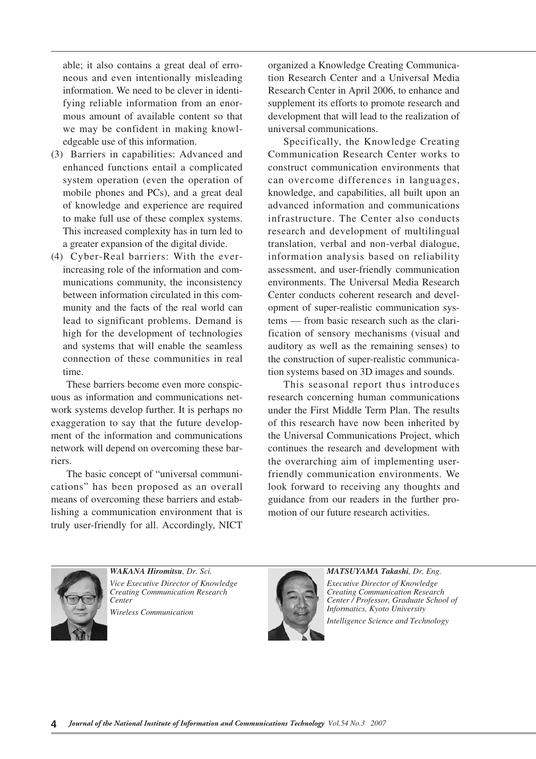able; it also contains a great deal of erroneous and even intentionally misleading information. We need to be clever in identifying reliable information from an enormous amount of available content so that we may be confident in making knowledgeable use of this information.

(3) Barriers in capabilities: Advanced and enhanced functions entail a complicated system operation (even the operation of mobile phones and PCs), and a great deal of knowledge and experience are required to make full use of these complex systems. This increased complexity has in turn led to a greater expansion of the digital divide.

(4) Cyber-Real barriers: With the ever-increasing role of the information and communications community, the inconsistency between information circulated in this community and the facts of the real world can lead to significant problems. Demand is high for the development of technologies and systems that will enable the seamless connection of these communities in real time.

These barriers become even more conspicuous as information and communications network systems develop further. It is perhaps no exaggeration to say that the future development of the information and communications network will depend on overcoming these barriers.

The basic concept of "universal communications" has been proposed as an overall means of overcoming these barriers and establishing a communication environment that is truly user-friendly for all. Accordingly, NICT organized a Knowledge Creating Communication Research Center and a Universal Media Research Center in April 2006, to enhance and supplement its efforts to promote research and development that will lead to the realization of universal communications.

Specifically, the Knowledge Creating Communication Research Center works to construct communication environments that can overcome differences in languages, knowledge, and capabilities, all built upon an advanced information and communications infrastructure. The Center also conducts research and development of multilingual translation, verbal and non-verbal dialogue, information analysis based on reliability assessment, and user-friendly communication environments. The Universal Media Research Center conducts coherent research and development of super-realistic communication systems — from basic research such as the clarification of sensory mechanisms (visual and auditory as well as the remaining senses) to the construction of super-realistic communication systems based on 3D images and sounds.

This seasonal report thus introduces research concerning human communications under the First Middle Term Plan. The results of this research have now been inherited by the Universal Communications Project, which continues the research and development with the overarching aim of implementing user-friendly communication environments. We look forward to receiving any thoughts and guidance from our readers in the further promotion of our future research activities.

***WAKANA Hiromitsu**, Dr. Sci.*
*Vice Executive Director of Knowledge Creating Communication Research Center*
*Wireless Communication*

***MATSUYAMA Takashi**, Dr, Eng.*
*Executive Director of Knowledge Creating Communication Research Center / Professor, Graduate School of Informatics, Kyoto University*
*Intelligence Science and Technology*